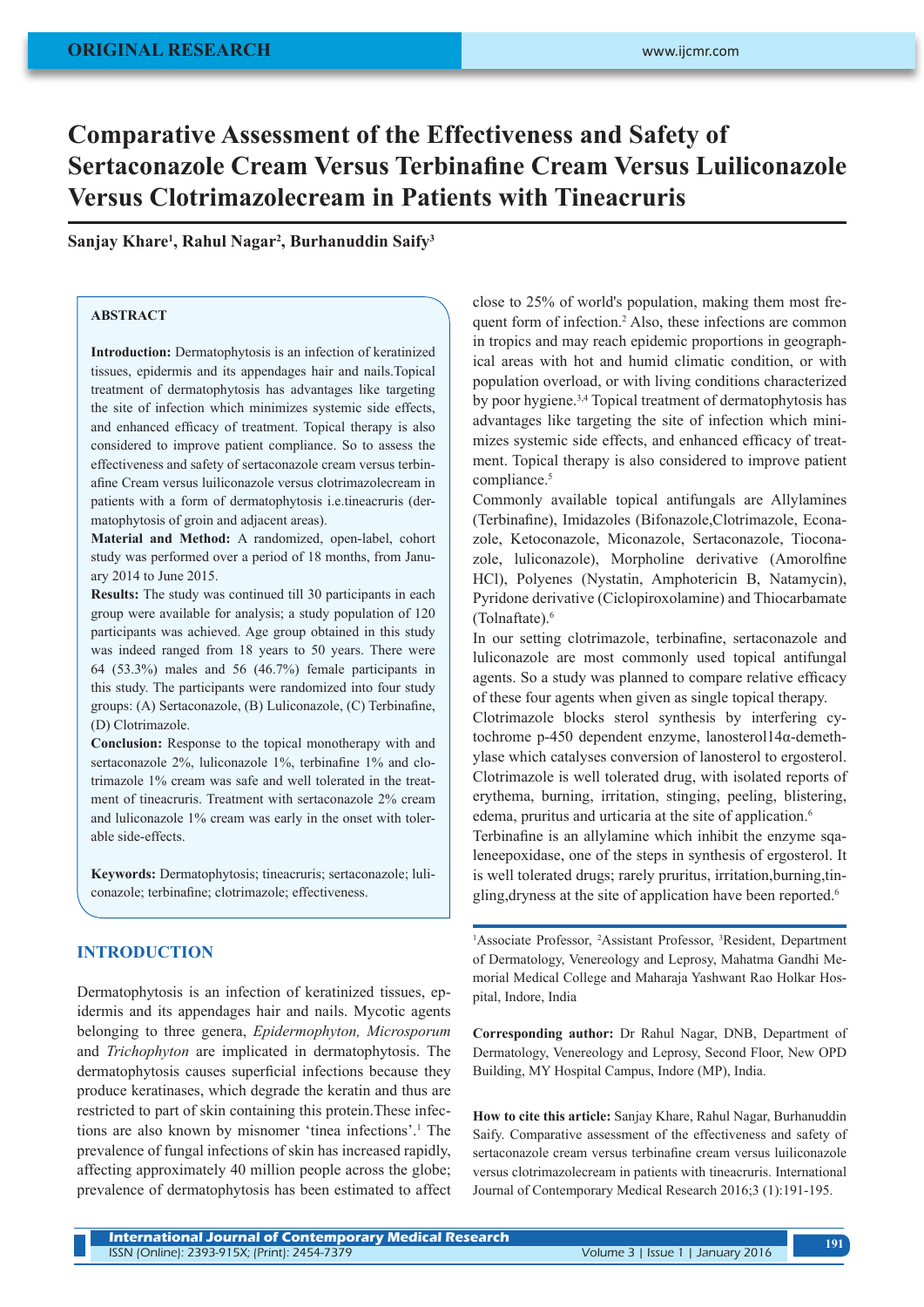ORIGINAL RESEARCH

# Comparative Assessment of the Effectiveness and Safety of Sertaconazole Cream Versus Terbinafine Cream Versus Luiliconazole Versus Clotrimazolecream in Patients with Tineacruris

**Sanjay Khare[1], Rahul Nagar[2], Burhanuddin Saify[3]**

### ABSTRACT

**Introduction:** Dermatophytosis is an infection of keratinized tissues, epidermis and its appendages hair and nails.Topical treatment of dermatophytosis has advantages like targeting the site of infection which minimizes systemic side effects, and enhanced efficacy of treatment. Topical therapy is also considered to improve patient compliance. So to assess the effectiveness and safety of sertaconazole cream versus terbinafine Cream versus luliconazole versus clotrimazolecream in patients with a form of dermatophytosis i.e.tineacruris (dermatophytosis of groin and adjacent areas).

**Material and Method:** A randomized, open-label, cohort study was performed over a period of 18 months, from January 2014 to June 2015.

**Results:** The study was continued till 30 participants in each group were available for analysis; a study population of 120 participants was achieved. Age group obtained in this study was indeed ranged from 18 years to 50 years. There were 64 (53.3%) males and 56 (46.7%) female participants in this study. The participants were randomized into four study groups: (A) Sertaconazole, (B) Luliconazole, (C) Terbinafine, (D) Clotrimazole.

**Conclusion:** Response to the topical monotherapy with and sertaconazole 2%, luliconazole 1%, terbinafine 1% and clotrimazole 1% cream was safe and well tolerated in the treatment of tineacruris. Treatment with sertaconazole 2% cream and luliconazole 1% cream was early in the onset with tolerable side-effects.

**Keywords:** Dermatophytosis; tineacruris; sertaconazole; luliconazole; terbinafine; clotrimazole; effectiveness.

## INTRODUCTION

Dermatophytosis is an infection of keratinized tissues, epidermis and its appendages hair and nails. Mycotic agents belonging to three genera, *Epidermophyton, Microsporum* and *Trichophyton* are implicated in dermatophytosis. The dermatophytosis causes superficial infections because they produce keratinases, which degrade the keratin and thus are restricted to part of skin containing this protein.These infections are also known by misnomer 'tinea infections'.[1] The prevalence of fungal infections of skin has increased rapidly, affecting approximately 40 million people across the globe; prevalence of dermatophytosis has been estimated to affect close to 25% of world's population, making them most frequent form of infection.[2] Also, these infections are common in tropics and may reach epidemic proportions in geographical areas with hot and humid climatic condition, or with population overload, or with living conditions characterized by poor hygiene.[3,4] Topical treatment of dermatophytosis has advantages like targeting the site of infection which minimizes systemic side effects, and enhanced efficacy of treatment. Topical therapy is also considered to improve patient compliance.[5]

Commonly available topical antifungals are Allylamines (Terbinafine), Imidazoles (Bifonazole,Clotrimazole, Econazole, Ketoconazole, Miconazole, Sertaconazole, Tioconazole, luliconazole), Morpholine derivative (Amorolfine HCl), Polyenes (Nystatin, Amphotericin B, Natamycin), Pyridone derivative (Ciclopiroxolamine) and Thiocarbamate (Tolnaftate).[6]

In our setting clotrimazole, terbinafine, sertaconazole and luliconazole are most commonly used topical antifungal agents. So a study was planned to compare relative efficacy of these four agents when given as single topical therapy.

Clotrimazole blocks sterol synthesis by interfering cytochrome p-450 dependent enzyme, lanosterol14α-demethylase which catalyses conversion of lanosterol to ergosterol. Clotrimazole is well tolerated drug, with isolated reports of erythema, burning, irritation, stinging, peeling, blistering, edema, pruritus and urticaria at the site of application.[6]

Terbinafine is an allylamine which inhibit the enzyme sqaleneepoxidase, one of the steps in synthesis of ergosterol. It is well tolerated drugs; rarely pruritus, irritation,burning,tingling,dryness at the site of application have been reported.[6]

[1]Associate Professor, [2]Assistant Professor, [3]Resident, Department of Dermatology, Venereology and Leprosy, Mahatma Gandhi Memorial Medical College and Maharaja Yashwant Rao Holkar Hospital, Indore, India

**Corresponding author:** Dr Rahul Nagar, DNB, Department of Dermatology, Venereology and Leprosy, Second Floor, New OPD Building, MY Hospital Campus, Indore (MP), India.

**How to cite this article:** Sanjay Khare, Rahul Nagar, Burhanuddin Saify. Comparative assessment of the effectiveness and safety of sertaconazole cream versus terbinafine cream versus luiliconazole versus clotrimazolecream in patients with tineacruris. International Journal of Contemporary Medical Research 2016;3 (1):191-195.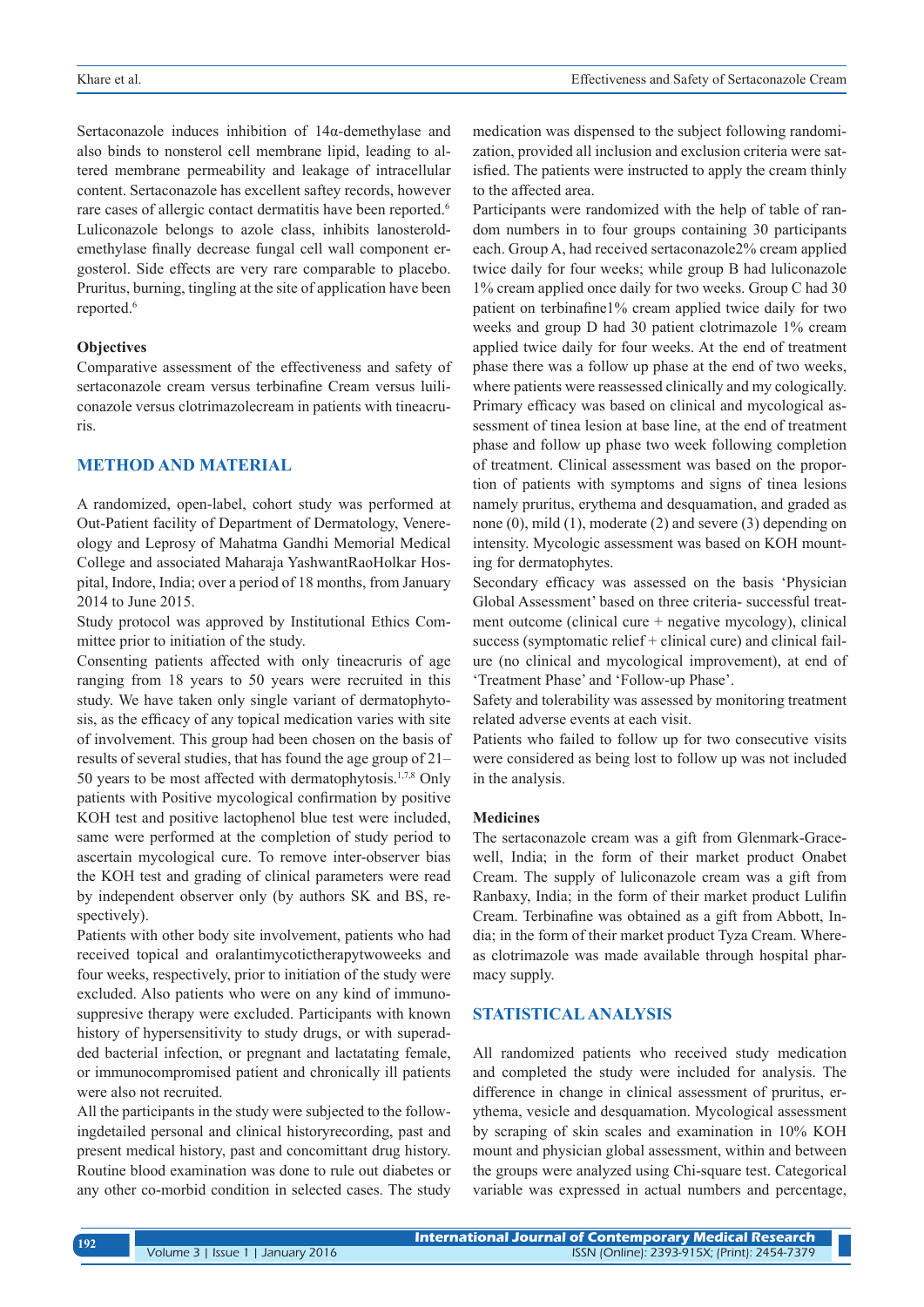Sertaconazole induces inhibition of 14α-demethylase and also binds to nonsterol cell membrane lipid, leading to altered membrane permeability and leakage of intracellular content. Sertaconazole has excellent saftey records, however rare cases of allergic contact dermatitis have been reported.[6] Luliconazole belongs to azole class, inhibits lanosteroldemethylase finally decrease fungal cell wall component ergosterol. Side effects are very rare comparable to placebo. Pruritus, burning, tingling at the site of application have been reported.[6]

### Objectives

Comparative assessment of the effectiveness and safety of sertaconazole cream versus terbinafine Cream versus luliiconazole versus clotrimazolecream in patients with tineacruris.

## METHOD AND MATERIAL

A randomized, open-label, cohort study was performed at Out-Patient facility of Department of Dermatology, Venereology and Leprosy of Mahatma Gandhi Memorial Medical College and associated Maharaja YashwantRaoHolkar Hospital, Indore, India; over a period of 18 months, from January 2014 to June 2015.

Study protocol was approved by Institutional Ethics Committee prior to initiation of the study.

Consenting patients affected with only tineacruris of age ranging from 18 years to 50 years were recruited in this study. We have taken only single variant of dermatophytosis, as the efficacy of any topical medication varies with site of involvement. This group had been chosen on the basis of results of several studies, that has found the age group of 21–50 years to be most affected with dermatophytosis.[1,7,8] Only patients with Positive mycological confirmation by positive KOH test and positive lactophenol blue test were included, same were performed at the completion of study period to ascertain mycological cure. To remove inter-observer bias the KOH test and grading of clinical parameters were read by independent observer only (by authors SK and BS, respectively).

Patients with other body site involvement, patients who had received topical and oralantimycotictherapytwoweeks and four weeks, respectively, prior to initiation of the study were excluded. Also patients who were on any kind of immunosuppresive therapy were excluded. Participants with known history of hypersensitivity to study drugs, or with superadded bacterial infection, or pregnant and lactatating female, or immunocompromised patient and chronically ill patients were also not recruited.

All the participants in the study were subjected to the followingdetailed personal and clinical historyrecording, past and present medical history, past and concomittant drug history. Routine blood examination was done to rule out diabetes or any other co-morbid condition in selected cases. The study medication was dispensed to the subject following randomization, provided all inclusion and exclusion criteria were satisfied. The patients were instructed to apply the cream thinly to the affected area.

Participants were randomized with the help of table of random numbers in to four groups containing 30 participants each. Group A, had received sertaconazole2% cream applied twice daily for four weeks; while group B had luliconazole 1% cream applied once daily for two weeks. Group C had 30 patient on terbinafine1% cream applied twice daily for two weeks and group D had 30 patient clotrimazole 1% cream applied twice daily for four weeks. At the end of treatment phase there was a follow up phase at the end of two weeks, where patients were reassessed clinically and my cologically. Primary efficacy was based on clinical and mycological assessment of tinea lesion at base line, at the end of treatment phase and follow up phase two week following completion of treatment. Clinical assessment was based on the proportion of patients with symptoms and signs of tinea lesions namely pruritus, erythema and desquamation, and graded as none (0), mild (1), moderate (2) and severe (3) depending on intensity. Mycologic assessment was based on KOH mounting for dermatophytes.

Secondary efficacy was assessed on the basis 'Physician Global Assessment' based on three criteria- successful treatment outcome (clinical cure + negative mycology), clinical success (symptomatic relief + clinical cure) and clinical failure (no clinical and mycological improvement), at end of 'Treatment Phase' and 'Follow-up Phase'.

Safety and tolerability was assessed by monitoring treatment related adverse events at each visit.

Patients who failed to follow up for two consecutive visits were considered as being lost to follow up was not included in the analysis.

### Medicines

The sertaconazole cream was a gift from Glenmark-Gracewell, India; in the form of their market product Onabet Cream. The supply of luliconazole cream was a gift from Ranbaxy, India; in the form of their market product Lulifin Cream. Terbinafine was obtained as a gift from Abbott, India; in the form of their market product Tyza Cream. Whereas clotrimazole was made available through hospital pharmacy supply.

## STATISTICAL ANALYSIS

All randomized patients who received study medication and completed the study were included for analysis. The difference in change in clinical assessment of pruritus, erythema, vesicle and desquamation. Mycological assessment by scraping of skin scales and examination in 10% KOH mount and physician global assessment, within and between the groups were analyzed using Chi-square test. Categorical variable was expressed in actual numbers and percentage,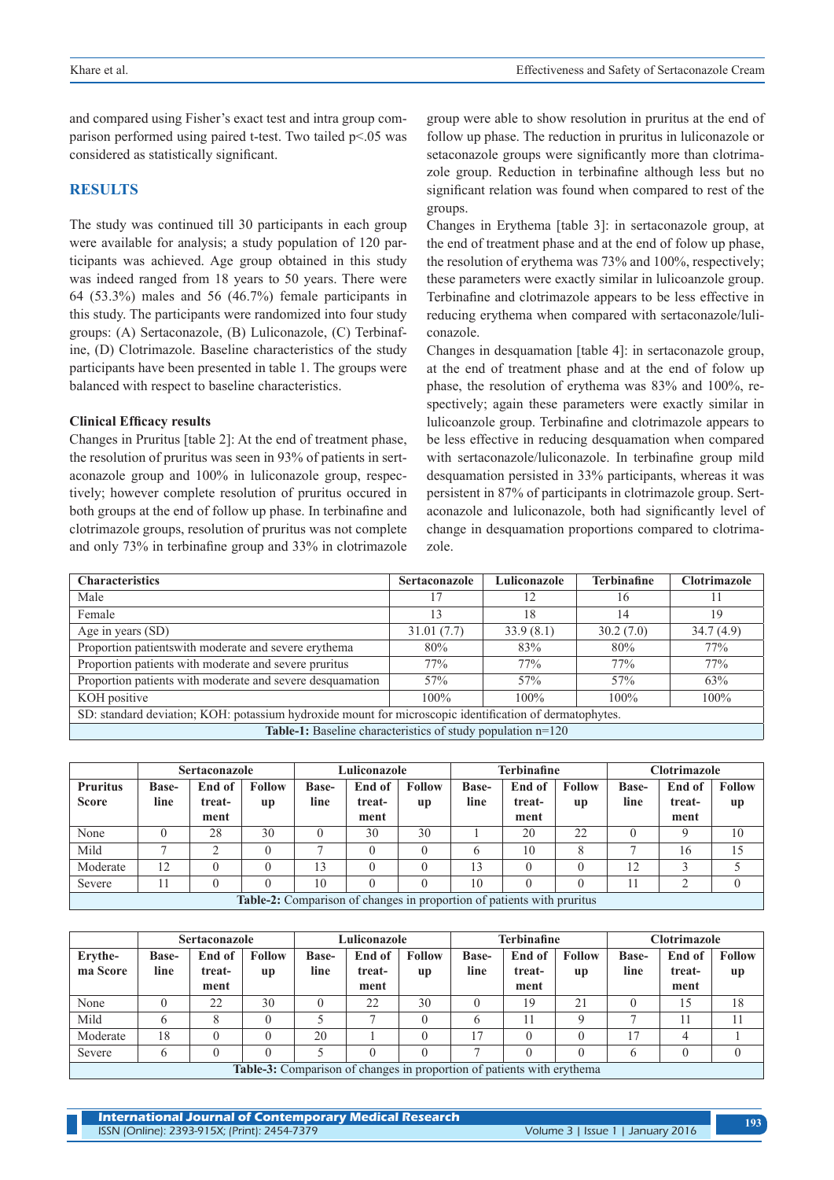and compared using Fisher's exact test and intra group comparison performed using paired t-test. Two tailed p<.05 was considered as statistically significant.

## RESULTS

The study was continued till 30 participants in each group were available for analysis; a study population of 120 participants was achieved. Age group obtained in this study was indeed ranged from 18 years to 50 years. There were 64 (53.3%) males and 56 (46.7%) female participants in this study. The participants were randomized into four study groups: (A) Sertaconazole, (B) Luliconazole, (C) Terbinafine, (D) Clotrimazole. Baseline characteristics of the study participants have been presented in table 1. The groups were balanced with respect to baseline characteristics.

### Clinical Efficacy results

Changes in Pruritus [table 2]: At the end of treatment phase, the resolution of pruritus was seen in 93% of patients in sertaconazole group and 100% in luliconazole group, respectively; however complete resolution of pruritus occured in both groups at the end of follow up phase. In terbinafine and clotrimazole groups, resolution of pruritus was not complete and only 73% in terbinafine group and 33% in clotrimazole group were able to show resolution in pruritus at the end of follow up phase. The reduction in pruritus in luliconazole or setaconazole groups were significantly more than clotrimazole group. Reduction in terbinafine although less but no significant relation was found when compared to rest of the groups.

Changes in Erythema [table 3]: in sertaconazole group, at the end of treatment phase and at the end of folow up phase, the resolution of erythema was 73% and 100%, respectively; these parameters were exactly similar in lulicoanzole group. Terbinafine and clotrimazole appears to be less effective in reducing erythema when compared with sertaconazole/luliconazole.

Changes in desquamation [table 4]: in sertaconazole group, at the end of treatment phase and at the end of folow up phase, the resolution of erythema was 83% and 100%, respectively; again these parameters were exactly similar in lulicoanzole group. Terbinafine and clotrimazole appears to be less effective in reducing desquamation when compared with sertaconazole/luliconazole. In terbinafine group mild desquamation persisted in 33% participants, whereas it was persistent in 87% of participants in clotrimazole group. Sertaconazole and luliconazole, both had significantly level of change in desquamation proportions compared to clotrimazole.

| Characteristics | Sertaconazole | Luliconazole | Terbinafine | Clotrimazole |
|---|---|---|---|---|
| Male | 17 | 12 | 16 | 11 |
| Female | 13 | 18 | 14 | 19 |
| Age in years (SD) | 31.01 (7.7) | 33.9 (8.1) | 30.2 (7.0) | 34.7 (4.9) |
| Proportion patientswith moderate and severe erythema | 80% | 83% | 80% | 77% |
| Proportion patients with moderate and severe pruritus | 77% | 77% | 77% | 77% |
| Proportion patients with moderate and severe desquamation | 57% | 57% | 57% | 63% |
| KOH positive | 100% | 100% | 100% | 100% |

SD: standard deviation; KOH: potassium hydroxide mount for microscopic identification of dermatophytes.

**Table-1:** Baseline characteristics of study population n=120

| | Sertaconazole | | | Luliconazole | | | Terbinafine | | | Clotrimazole | | |
|---|---|---|---|---|---|---|---|---|---|---|---|---|
| **Pruritus Score** | **Baseline** | **End of treatment** | **Follow up** | **Baseline** | **End of treatment** | **Follow up** | **Baseline** | **End of treatment** | **Follow up** | **Baseline** | **End of treatment** | **Follow up** |
| None | 0 | 28 | 30 | 0 | 30 | 30 | 1 | 20 | 22 | 0 | 9 | 10 |
| Mild | 7 | 2 | 0 | 7 | 0 | 0 | 6 | 10 | 8 | 7 | 16 | 15 |
| Moderate | 12 | 0 | 0 | 13 | 0 | 0 | 13 | 0 | 0 | 12 | 3 | 5 |
| Severe | 11 | 0 | 0 | 10 | 0 | 0 | 10 | 0 | 0 | 11 | 2 | 0 |

**Table-2:** Comparison of changes in proportion of patients with pruritus

| | Sertaconazole | | | Luliconazole | | | Terbinafine | | | Clotrimazole | | |
|---|---|---|---|---|---|---|---|---|---|---|---|---|
| **Erythema Score** | **Baseline** | **End of treatment** | **Follow up** | **Baseline** | **End of treatment** | **Follow up** | **Baseline** | **End of treatment** | **Follow up** | **Baseline** | **End of treatment** | **Follow up** |
| None | 0 | 22 | 30 | 0 | 22 | 30 | 0 | 19 | 21 | 0 | 15 | 18 |
| Mild | 6 | 8 | 0 | 5 | 7 | 0 | 6 | 11 | 9 | 7 | 11 | 11 |
| Moderate | 18 | 0 | 0 | 20 | 1 | 0 | 17 | 0 | 0 | 17 | 4 | 1 |
| Severe | 6 | 0 | 0 | 5 | 0 | 0 | 7 | 0 | 0 | 6 | 0 | 0 |

**Table-3:** Comparison of changes in proportion of patients with erythema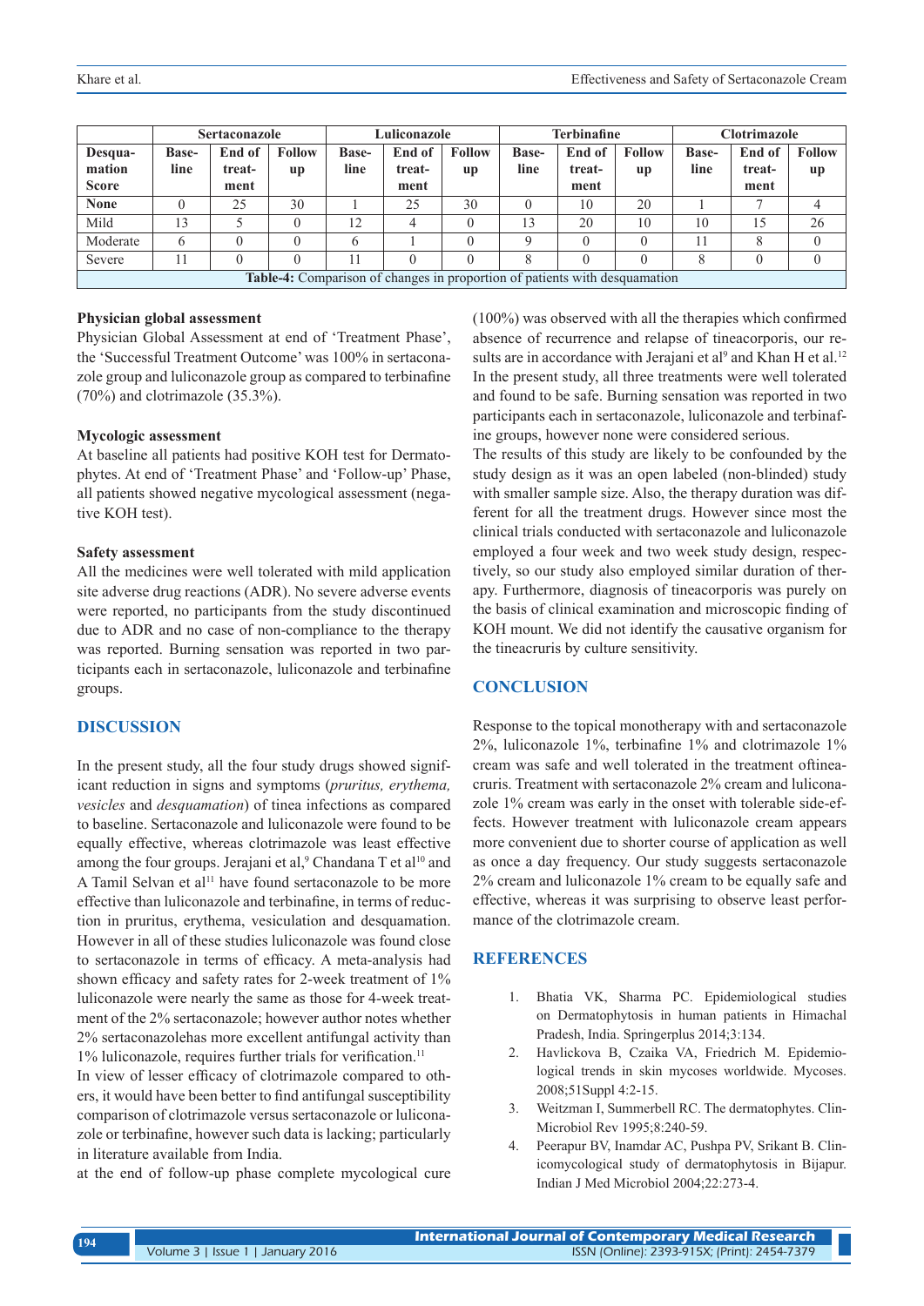| Desquamation Score | Sertaconazole | | | Luliconazole | | | Terbinafine | | | Clotrimazole | | |
|---|---|---|---|---|---|---|---|---|---|---|---|---|
| | Baseline | End of treatment | Follow up | Baseline | End of treatment | Follow up | Baseline | End of treatment | Follow up | Baseline | End of treatment | Follow up |
| **None** | 0 | 25 | 30 | 1 | 25 | 30 | 0 | 10 | 20 | 1 | 7 | 4 |
| Mild | 13 | 5 | 0 | 12 | 4 | 0 | 13 | 20 | 10 | 10 | 15 | 26 |
| Moderate | 6 | 0 | 0 | 6 | 1 | 0 | 9 | 0 | 0 | 11 | 8 | 0 |
| Severe | 11 | 0 | 0 | 11 | 0 | 0 | 8 | 0 | 0 | 8 | 0 | 0 |

**Table-4:** Comparison of changes in proportion of patients with desquamation

### Physician global assessment

Physician Global Assessment at end of 'Treatment Phase', the 'Successful Treatment Outcome' was 100% in sertaconazole group and luliconazole group as compared to terbinafine (70%) and clotrimazole (35.3%).

### Mycologic assessment

At baseline all patients had positive KOH test for Dermatophytes. At end of 'Treatment Phase' and 'Follow-up' Phase, all patients showed negative mycological assessment (negative KOH test).

### Safety assessment

All the medicines were well tolerated with mild application site adverse drug reactions (ADR). No severe adverse events were reported, no participants from the study discontinued due to ADR and no case of non-compliance to the therapy was reported. Burning sensation was reported in two participants each in sertaconazole, luliconazole and terbinafine groups.

## DISCUSSION

In the present study, all the four study drugs showed significant reduction in signs and symptoms (*pruritus, erythema, vesicles* and *desquamation*) of tinea infections as compared to baseline. Sertaconazole and luliconazole were found to be equally effective, whereas clotrimazole was least effective among the four groups. Jerajani et al,[9] Chandana T et al[10] and A Tamil Selvan et al[11] have found sertaconazole to be more effective than luliconazole and terbinafine, in terms of reduction in pruritus, erythema, vesiculation and desquamation. However in all of these studies luliconazole was found close to sertaconazole in terms of efficacy. A meta-analysis had shown efficacy and safety rates for 2-week treatment of 1% luliconazole were nearly the same as those for 4-week treatment of the 2% sertaconazole; however author notes whether 2% sertaconazolehas more excellent antifungal activity than 1% luliconazole, requires further trials for verification.[11]

In view of lesser efficacy of clotrimazole compared to others, it would have been better to find antifungal susceptibility comparison of clotrimazole versus sertaconazole or luliconazole or terbinafine, however such data is lacking; particularly in literature available from India.

at the end of follow-up phase complete mycological cure (100%) was observed with all the therapies which confirmed absence of recurrence and relapse of tineacorporis, our results are in accordance with Jerajani et al[9] and Khan H et al.[12] In the present study, all three treatments were well tolerated and found to be safe. Burning sensation was reported in two participants each in sertaconazole, luliconazole and terbinafine groups, however none were considered serious.

The results of this study are likely to be confounded by the study design as it was an open labeled (non-blinded) study with smaller sample size. Also, the therapy duration was different for all the treatment drugs. However since most the clinical trials conducted with sertaconazole and luliconazole employed a four week and two week study design, respectively, so our study also employed similar duration of therapy. Furthermore, diagnosis of tineacorporis was purely on the basis of clinical examination and microscopic finding of KOH mount. We did not identify the causative organism for the tineacruris by culture sensitivity.

## CONCLUSION

Response to the topical monotherapy with and sertaconazole 2%, luliconazole 1%, terbinafine 1% and clotrimazole 1% cream was safe and well tolerated in the treatment oftineacruris. Treatment with sertaconazole 2% cream and luliconazole 1% cream was early in the onset with tolerable side-effects. However treatment with luliconazole cream appears more convenient due to shorter course of application as well as once a day frequency. Our study suggests sertaconazole 2% cream and luliconazole 1% cream to be equally safe and effective, whereas it was surprising to observe least performance of the clotrimazole cream.

## REFERENCES

1. Bhatia VK, Sharma PC. Epidemiological studies on Dermatophytosis in human patients in Himachal Pradesh, India. Springerplus 2014;3:134.
2. Havlickova B, Czaika VA, Friedrich M. Epidemiological trends in skin mycoses worldwide. Mycoses. 2008;51Suppl 4:2-15.
3. Weitzman I, Summerbell RC. The dermatophytes. Clin-Microbiol Rev 1995;8:240-59.
4. Peerapur BV, Inamdar AC, Pushpa PV, Srikant B. Clinicomycological study of dermatophytosis in Bijapur. Indian J Med Microbiol 2004;22:273-4.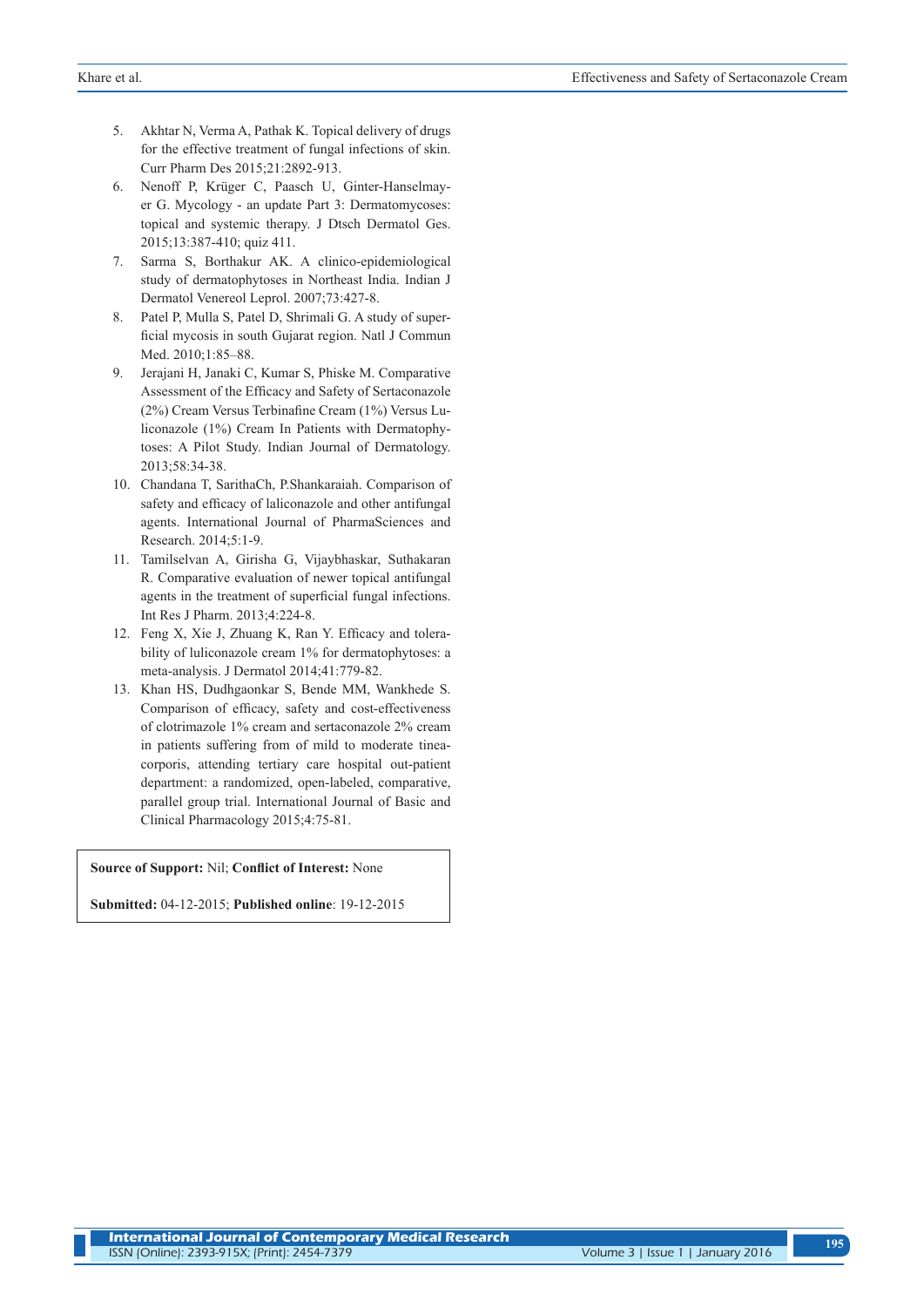5. Akhtar N, Verma A, Pathak K. Topical delivery of drugs for the effective treatment of fungal infections of skin. Curr Pharm Des 2015;21:2892-913.
6. Nenoff P, Krüger C, Paasch U, Ginter-Hanselmayer G. Mycology - an update Part 3: Dermatomycoses: topical and systemic therapy. J Dtsch Dermatol Ges. 2015;13:387-410; quiz 411.
7. Sarma S, Borthakur AK. A clinico-epidemiological study of dermatophytoses in Northeast India. Indian J Dermatol Venereol Leprol. 2007;73:427-8.
8. Patel P, Mulla S, Patel D, Shrimali G. A study of superficial mycosis in south Gujarat region. Natl J Commun Med. 2010;1:85–88.
9. Jerajani H, Janaki C, Kumar S, Phiske M. Comparative Assessment of the Efficacy and Safety of Sertaconazole (2%) Cream Versus Terbinafine Cream (1%) Versus Luliconazole (1%) Cream In Patients with Dermatophytoses: A Pilot Study. Indian Journal of Dermatology. 2013;58:34-38.
10. Chandana T, SarithaCh, P.Shankaraiah. Comparison of safety and efficacy of laliconazole and other antifungal agents. International Journal of PharmaSciences and Research. 2014;5:1-9.
11. Tamilselvan A, Girisha G, Vijaybhaskar, Suthakaran R. Comparative evaluation of newer topical antifungal agents in the treatment of superficial fungal infections. Int Res J Pharm. 2013;4:224-8.
12. Feng X, Xie J, Zhuang K, Ran Y. Efficacy and tolerability of luliconazole cream 1% for dermatophytoses: a meta-analysis. J Dermatol 2014;41:779-82.
13. Khan HS, Dudhgaonkar S, Bende MM, Wankhede S. Comparison of efficacy, safety and cost-effectiveness of clotrimazole 1% cream and sertaconazole 2% cream in patients suffering from of mild to moderate tinea-corporis, attending tertiary care hospital out-patient department: a randomized, open-labeled, comparative, parallel group trial. International Journal of Basic and Clinical Pharmacology 2015;4:75-81.

**Source of Support:** Nil; **Conflict of Interest:** None

**Submitted:** 04-12-2015; **Published online**: 19-12-2015